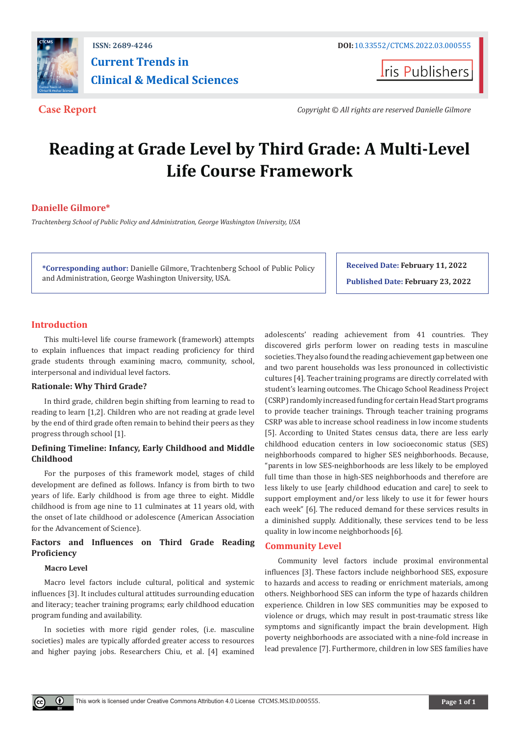Case Report

*Copyright © All rights are reserved Danielle Gilmore*

# Reading at Grade Level by Third Grade: A Multi-Level Life Course Framework

**Danielle Gilmore***

*Trachtenberg School of Public Policy and Administration, George Washington University, USA*

**\*Corresponding author:** Danielle Gilmore, Trachtenberg School of Public Policy and Administration, George Washington University, USA.

**Received Date:** February 11, 2022

**Published Date:** February 23, 2022

## Introduction

This multi-level life course framework (framework) attempts to explain influences that impact reading proficiency for third grade students through examining macro, community, school, interpersonal and individual level factors.

### Rationale: Why Third Grade?

In third grade, children begin shifting from learning to read to reading to learn [1,2]. Children who are not reading at grade level by the end of third grade often remain to behind their peers as they progress through school [1].

### Defining Timeline: Infancy, Early Childhood and Middle Childhood

For the purposes of this framework model, stages of child development are defined as follows. Infancy is from birth to two years of life. Early childhood is from age three to eight. Middle childhood is from age nine to 11 culminates at 11 years old, with the onset of late childhood or adolescence (American Association for the Advancement of Science).

### Factors and Influences on Third Grade Reading Proficiency

#### Macro Level

Macro level factors include cultural, political and systemic influences [3]. It includes cultural attitudes surrounding education and literacy; teacher training programs; early childhood education program funding and availability.

In societies with more rigid gender roles, (i.e. masculine societies) males are typically afforded greater access to resources and higher paying jobs. Researchers Chiu, et al. [4] examined adolescents' reading achievement from 41 countries. They discovered girls perform lower on reading tests in masculine societies. They also found the reading achievement gap between one and two parent households was less pronounced in collectivistic cultures [4]. Teacher training programs are directly correlated with student's learning outcomes. The Chicago School Readiness Project (CSRP) randomly increased funding for certain Head Start programs to provide teacher trainings. Through teacher training programs CSRP was able to increase school readiness in low income students [5]. According to United States census data, there are less early childhood education centers in low socioeconomic status (SES) neighborhoods compared to higher SES neighborhoods. Because, "parents in low SES-neighborhoods are less likely to be employed full time than those in high-SES neighborhoods and therefore are less likely to use [early childhood education and care] to seek to support employment and/or less likely to use it for fewer hours each week" [6]. The reduced demand for these services results in a diminished supply. Additionally, these services tend to be less quality in low income neighborhoods [6].

## Community Level

Community level factors include proximal environmental influences [3]. These factors include neighborhood SES, exposure to hazards and access to reading or enrichment materials, among others. Neighborhood SES can inform the type of hazards children experience. Children in low SES communities may be exposed to violence or drugs, which may result in post-traumatic stress like symptoms and significantly impact the brain development. High poverty neighborhoods are associated with a nine-fold increase in lead prevalence [7]. Furthermore, children in low SES families have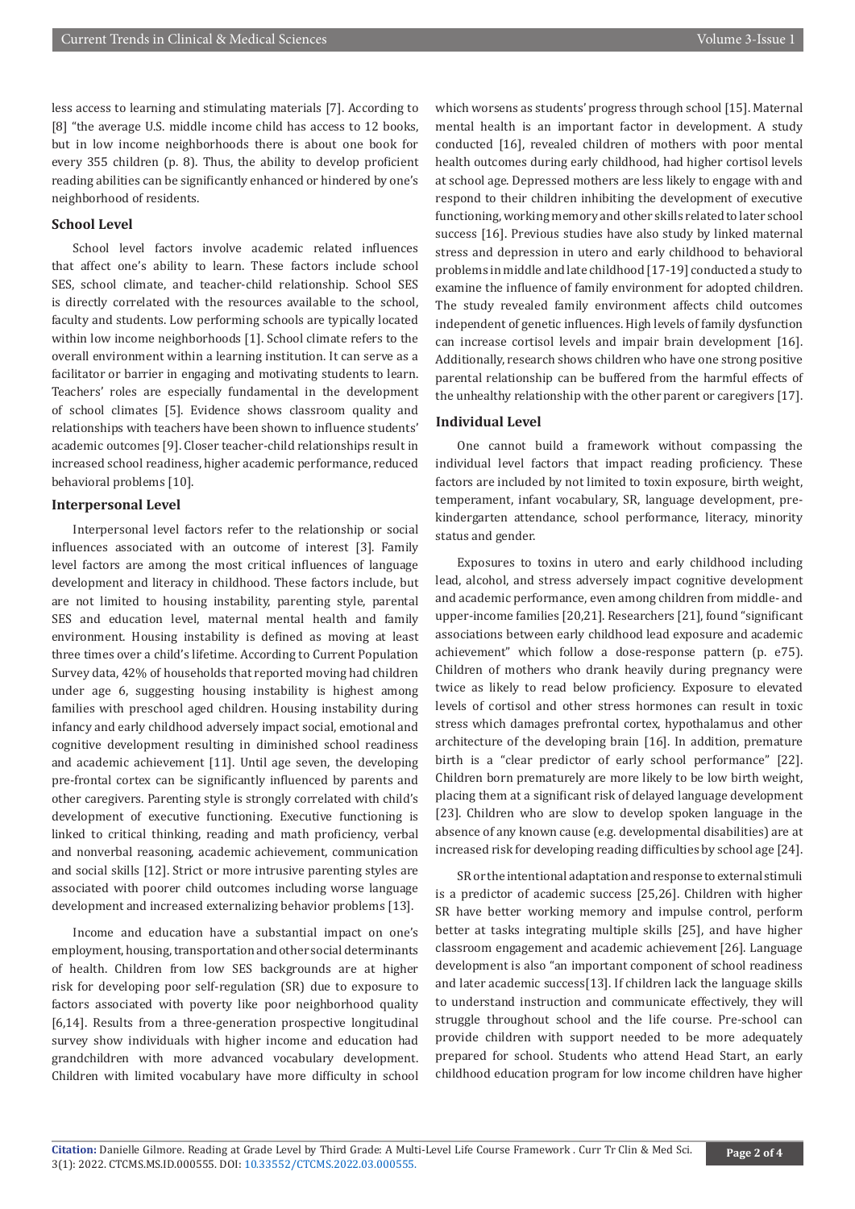less access to learning and stimulating materials [7]. According to [8] "the average U.S. middle income child has access to 12 books, but in low income neighborhoods there is about one book for every 355 children (p. 8). Thus, the ability to develop proficient reading abilities can be significantly enhanced or hindered by one's neighborhood of residents.

### School Level

School level factors involve academic related influences that affect one's ability to learn. These factors include school SES, school climate, and teacher-child relationship. School SES is directly correlated with the resources available to the school, faculty and students. Low performing schools are typically located within low income neighborhoods [1]. School climate refers to the overall environment within a learning institution. It can serve as a facilitator or barrier in engaging and motivating students to learn. Teachers' roles are especially fundamental in the development of school climates [5]. Evidence shows classroom quality and relationships with teachers have been shown to influence students' academic outcomes [9]. Closer teacher-child relationships result in increased school readiness, higher academic performance, reduced behavioral problems [10].

### Interpersonal Level

Interpersonal level factors refer to the relationship or social influences associated with an outcome of interest [3]. Family level factors are among the most critical influences of language development and literacy in childhood. These factors include, but are not limited to housing instability, parenting style, parental SES and education level, maternal mental health and family environment. Housing instability is defined as moving at least three times over a child's lifetime. According to Current Population Survey data, 42% of households that reported moving had children under age 6, suggesting housing instability is highest among families with preschool aged children. Housing instability during infancy and early childhood adversely impact social, emotional and cognitive development resulting in diminished school readiness and academic achievement [11]. Until age seven, the developing pre-frontal cortex can be significantly influenced by parents and other caregivers. Parenting style is strongly correlated with child's development of executive functioning. Executive functioning is linked to critical thinking, reading and math proficiency, verbal and nonverbal reasoning, academic achievement, communication and social skills [12]. Strict or more intrusive parenting styles are associated with poorer child outcomes including worse language development and increased externalizing behavior problems [13].

Income and education have a substantial impact on one's employment, housing, transportation and other social determinants of health. Children from low SES backgrounds are at higher risk for developing poor self-regulation (SR) due to exposure to factors associated with poverty like poor neighborhood quality [6,14]. Results from a three-generation prospective longitudinal survey show individuals with higher income and education had grandchildren with more advanced vocabulary development. Children with limited vocabulary have more difficulty in school which worsens as students' progress through school [15]. Maternal mental health is an important factor in development. A study conducted [16], revealed children of mothers with poor mental health outcomes during early childhood, had higher cortisol levels at school age. Depressed mothers are less likely to engage with and respond to their children inhibiting the development of executive functioning, working memory and other skills related to later school success [16]. Previous studies have also study by linked maternal stress and depression in utero and early childhood to behavioral problems in middle and late childhood [17-19] conducted a study to examine the influence of family environment for adopted children. The study revealed family environment affects child outcomes independent of genetic influences. High levels of family dysfunction can increase cortisol levels and impair brain development [16]. Additionally, research shows children who have one strong positive parental relationship can be buffered from the harmful effects of the unhealthy relationship with the other parent or caregivers [17].

### Individual Level

One cannot build a framework without compassing the individual level factors that impact reading proficiency. These factors are included by not limited to toxin exposure, birth weight, temperament, infant vocabulary, SR, language development, pre-kindergarten attendance, school performance, literacy, minority status and gender.

Exposures to toxins in utero and early childhood including lead, alcohol, and stress adversely impact cognitive development and academic performance, even among children from middle- and upper-income families [20,21]. Researchers [21], found "significant associations between early childhood lead exposure and academic achievement" which follow a dose-response pattern (p. e75). Children of mothers who drank heavily during pregnancy were twice as likely to read below proficiency. Exposure to elevated levels of cortisol and other stress hormones can result in toxic stress which damages prefrontal cortex, hypothalamus and other architecture of the developing brain [16]. In addition, premature birth is a "clear predictor of early school performance" [22]. Children born prematurely are more likely to be low birth weight, placing them at a significant risk of delayed language development [23]. Children who are slow to develop spoken language in the absence of any known cause (e.g. developmental disabilities) are at increased risk for developing reading difficulties by school age [24].

SR or the intentional adaptation and response to external stimuli is a predictor of academic success [25,26]. Children with higher SR have better working memory and impulse control, perform better at tasks integrating multiple skills [25], and have higher classroom engagement and academic achievement [26]. Language development is also "an important component of school readiness and later academic success[13]. If children lack the language skills to understand instruction and communicate effectively, they will struggle throughout school and the life course. Pre-school can provide children with support needed to be more adequately prepared for school. Students who attend Head Start, an early childhood education program for low income children have higher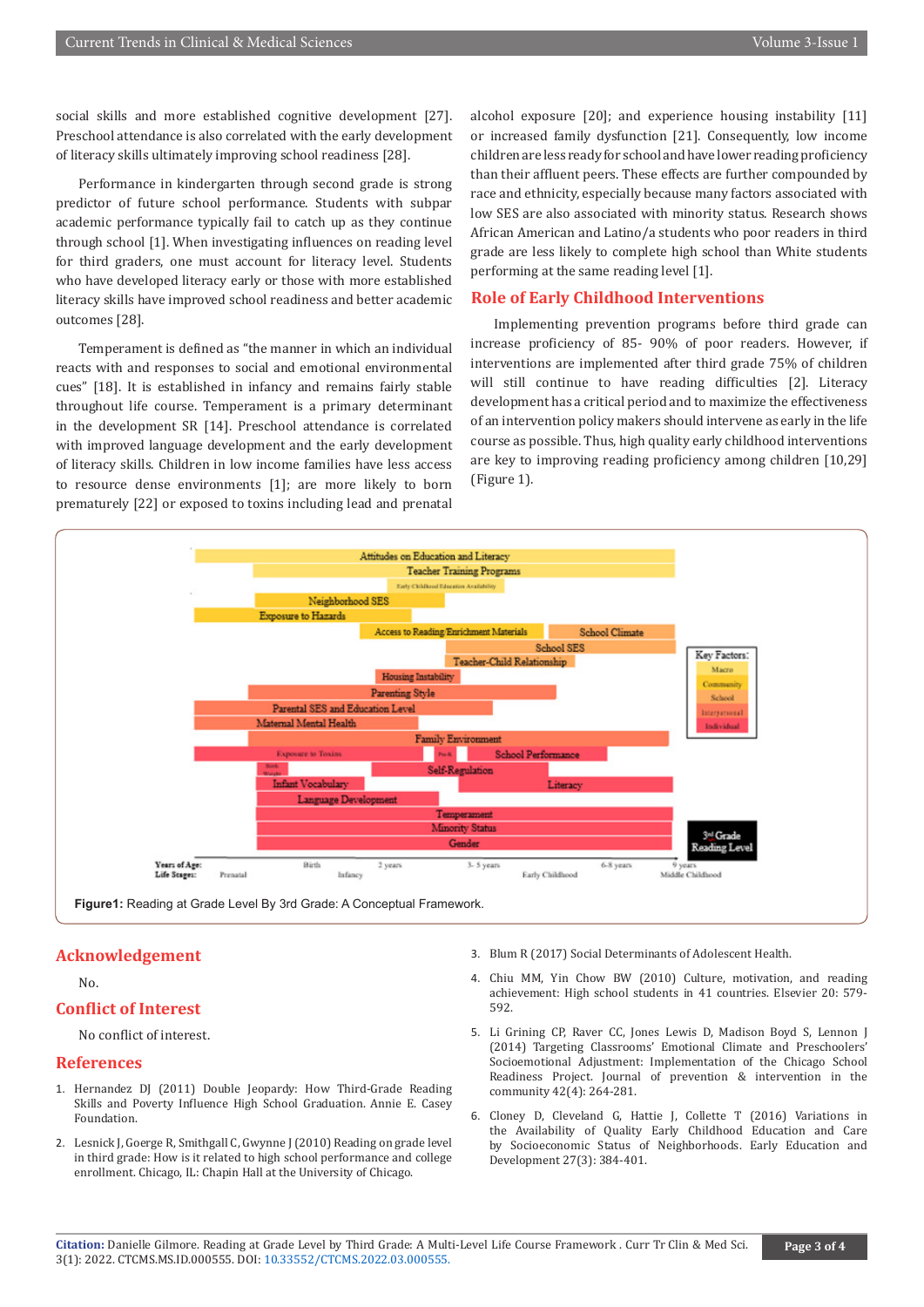social skills and more established cognitive development [27]. Preschool attendance is also correlated with the early development of literacy skills ultimately improving school readiness [28].

Performance in kindergarten through second grade is strong predictor of future school performance. Students with subpar academic performance typically fail to catch up as they continue through school [1]. When investigating influences on reading level for third graders, one must account for literacy level. Students who have developed literacy early or those with more established literacy skills have improved school readiness and better academic outcomes [28].

Temperament is defined as "the manner in which an individual reacts with and responses to social and emotional environmental cues" [18]. It is established in infancy and remains fairly stable throughout life course. Temperament is a primary determinant in the development SR [14]. Preschool attendance is correlated with improved language development and the early development of literacy skills. Children in low income families have less access to resource dense environments [1]; are more likely to born prematurely [22] or exposed to toxins including lead and prenatal alcohol exposure [20]; and experience housing instability [11] or increased family dysfunction [21]. Consequently, low income children are less ready for school and have lower reading proficiency than their affluent peers. These effects are further compounded by race and ethnicity, especially because many factors associated with low SES are also associated with minority status. Research shows African American and Latino/a students who poor readers in third grade are less likely to complete high school than White students performing at the same reading level [1].

## Role of Early Childhood Interventions

Implementing prevention programs before third grade can increase proficiency of 85- 90% of poor readers. However, if interventions are implemented after third grade 75% of children will still continue to have reading difficulties [2]. Literacy development has a critical period and to maximize the effectiveness of an intervention policy makers should intervene as early in the life course as possible. Thus, high quality early childhood interventions are key to improving reading proficiency among children [10,29] (Figure 1).

**Figure1:** Reading at Grade Level By 3rd Grade: A Conceptual Framework.

## Acknowledgement

No.

## Conflict of Interest

No conflict of interest.

## References

1. Hernandez DJ (2011) Double Jeopardy: How Third-Grade Reading Skills and Poverty Influence High School Graduation. Annie E. Casey Foundation.
2. Lesnick J, Goerge R, Smithgall C, Gwynne J (2010) Reading on grade level in third grade: How is it related to high school performance and college enrollment. Chicago, IL: Chapin Hall at the University of Chicago.
3. Blum R (2017) Social Determinants of Adolescent Health.
4. Chiu MM, Yin Chow BW (2010) Culture, motivation, and reading achievement: High school students in 41 countries. Elsevier 20: 579-592.
5. Li Grining CP, Raver CC, Jones Lewis D, Madison Boyd S, Lennon J (2014) Targeting Classrooms' Emotional Climate and Preschoolers' Socioemotional Adjustment: Implementation of the Chicago School Readiness Project. Journal of prevention & intervention in the community 42(4): 264-281.
6. Cloney D, Cleveland G, Hattie J, Collette T (2016) Variations in the Availability of Quality Early Childhood Education and Care by Socioeconomic Status of Neighborhoods. Early Education and Development 27(3): 384-401.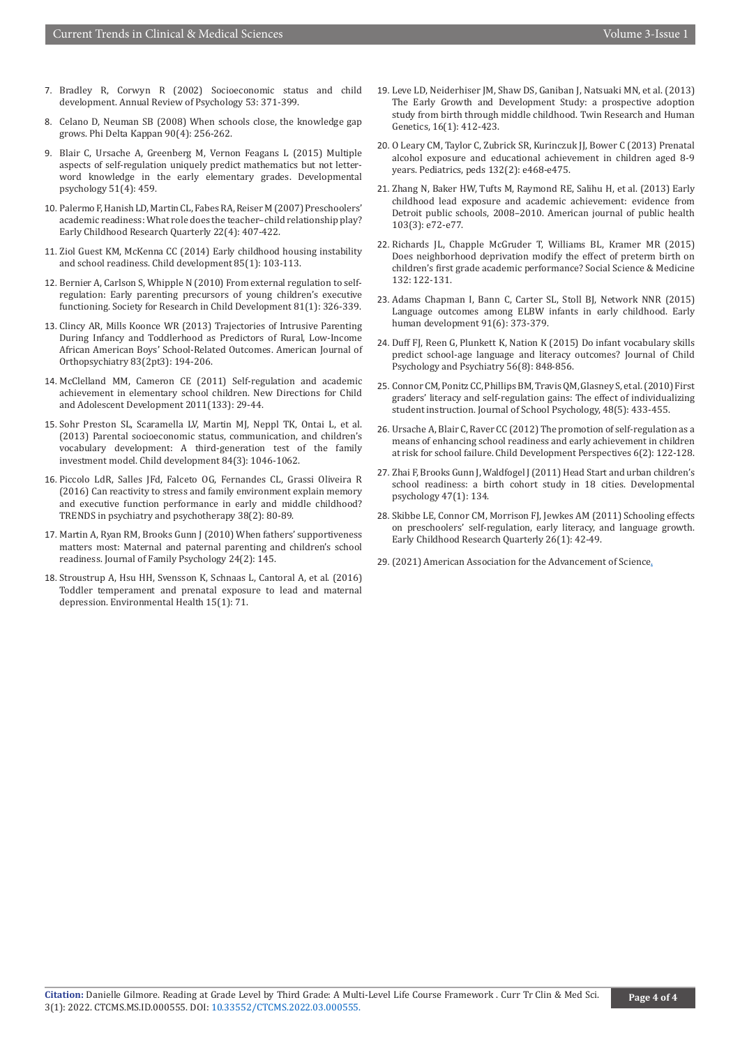7. Bradley R, Corwyn R (2002) Socioeconomic status and child development. Annual Review of Psychology 53: 371-399.

8. Celano D, Neuman SB (2008) When schools close, the knowledge gap grows. Phi Delta Kappan 90(4): 256-262.

9. Blair C, Ursache A, Greenberg M, Vernon Feagans L (2015) Multiple aspects of self-regulation uniquely predict mathematics but not letter-word knowledge in the early elementary grades. Developmental psychology 51(4): 459.

10. Palermo F, Hanish LD, Martin CL, Fabes RA, Reiser M (2007) Preschoolers' academic readiness: What role does the teacher–child relationship play? Early Childhood Research Quarterly 22(4): 407-422.

11. Ziol Guest KM, McKenna CC (2014) Early childhood housing instability and school readiness. Child development 85(1): 103-113.

12. Bernier A, Carlson S, Whipple N (2010) From external regulation to self-regulation: Early parenting precursors of young children's executive functioning. Society for Research in Child Development 81(1): 326-339.

13. Clincy AR, Mills Koonce WR (2013) Trajectories of Intrusive Parenting During Infancy and Toddlerhood as Predictors of Rural, Low-Income African American Boys' School-Related Outcomes. American Journal of Orthopsychiatry 83(2pt3): 194-206.

14. McClelland MM, Cameron CE (2011) Self-regulation and academic achievement in elementary school children. New Directions for Child and Adolescent Development 2011(133): 29-44.

15. Sohr Preston SL, Scaramella LV, Martin MJ, Neppl TK, Ontai L, et al. (2013) Parental socioeconomic status, communication, and children's vocabulary development: A third-generation test of the family investment model. Child development 84(3): 1046-1062.

16. Piccolo LdR, Salles JFd, Falceto OG, Fernandes CL, Grassi Oliveira R (2016) Can reactivity to stress and family environment explain memory and executive function performance in early and middle childhood? TRENDS in psychiatry and psychotherapy 38(2): 80-89.

17. Martin A, Ryan RM, Brooks Gunn J (2010) When fathers' supportiveness matters most: Maternal and paternal parenting and children's school readiness. Journal of Family Psychology 24(2): 145.

18. Stroustrup A, Hsu HH, Svensson K, Schnaas L, Cantoral A, et al. (2016) Toddler temperament and prenatal exposure to lead and maternal depression. Environmental Health 15(1): 71.

19. Leve LD, Neiderhiser JM, Shaw DS, Ganiban J, Natsuaki MN, et al. (2013) The Early Growth and Development Study: a prospective adoption study from birth through middle childhood. Twin Research and Human Genetics, 16(1): 412-423.

20. O Leary CM, Taylor C, Zubrick SR, Kurinczuk JJ, Bower C (2013) Prenatal alcohol exposure and educational achievement in children aged 8-9 years. Pediatrics, peds 132(2): e468-e475.

21. Zhang N, Baker HW, Tufts M, Raymond RE, Salihu H, et al. (2013) Early childhood lead exposure and academic achievement: evidence from Detroit public schools, 2008–2010. American journal of public health 103(3): e72-e77.

22. Richards JL, Chapple McGruder T, Williams BL, Kramer MR (2015) Does neighborhood deprivation modify the effect of preterm birth on children's first grade academic performance? Social Science & Medicine 132: 122-131.

23. Adams Chapman I, Bann C, Carter SL, Stoll BJ, Network NNR (2015) Language outcomes among ELBW infants in early childhood. Early human development 91(6): 373-379.

24. Duff FJ, Reen G, Plunkett K, Nation K (2015) Do infant vocabulary skills predict school-age language and literacy outcomes? Journal of Child Psychology and Psychiatry 56(8): 848-856.

25. Connor CM, Ponitz CC, Phillips BM, Travis QM, Glasney S, et al. (2010) First graders' literacy and self-regulation gains: The effect of individualizing student instruction. Journal of School Psychology, 48(5): 433-455.

26. Ursache A, Blair C, Raver CC (2012) The promotion of self-regulation as a means of enhancing school readiness and early achievement in children at risk for school failure. Child Development Perspectives 6(2): 122-128.

27. Zhai F, Brooks Gunn J, Waldfogel J (2011) Head Start and urban children's school readiness: a birth cohort study in 18 cities. Developmental psychology 47(1): 134.

28. Skibbe LE, Connor CM, Morrison FJ, Jewkes AM (2011) Schooling effects on preschoolers' self-regulation, early literacy, and language growth. Early Childhood Research Quarterly 26(1): 42-49.

29. (2021) American Association for the Advancement of Science.